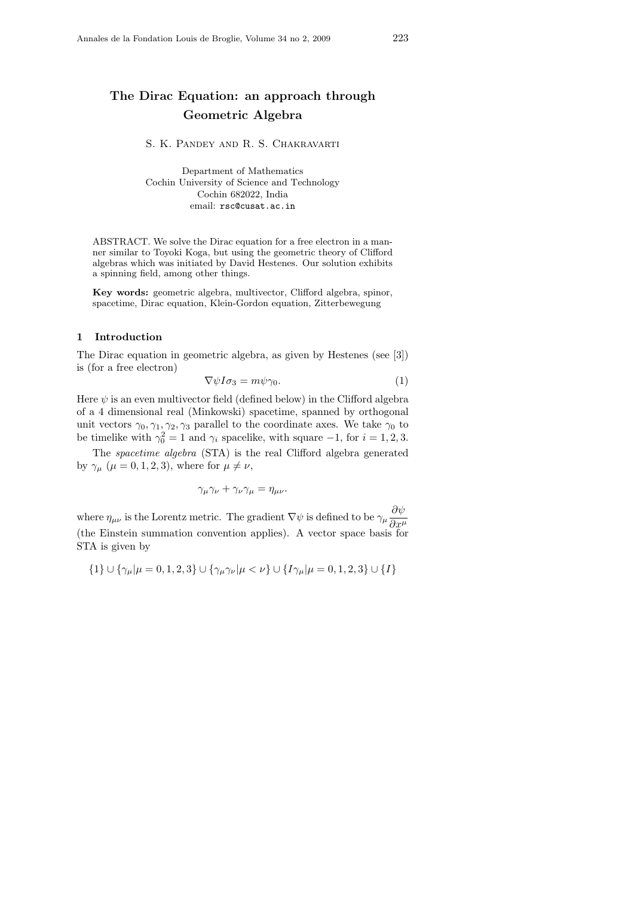# The Dirac Equation: an approach through Geometric Algebra

S. K. Pandey and R. S. Chakravarti

Department of Mathematics
Cochin University of Science and Technology
Cochin 682022, India
email: rsc@cusat.ac.in

ABSTRACT. We solve the Dirac equation for a free electron in a manner similar to Toyoki Koga, but using the geometric theory of Clifford algebras which was initiated by David Hestenes. Our solution exhibits a spinning field, among other things.

**Key words:** geometric algebra, multivector, Clifford algebra, spinor, spacetime, Dirac equation, Klein-Gordon equation, Zitterbewegung

## 1 Introduction

The Dirac equation in geometric algebra, as given by Hestenes (see [3]) is (for a free electron)

$$\nabla \psi I \sigma_3 = m \psi \gamma_0. \tag{1}$$

Here $\psi$ is an even multivector field (defined below) in the Clifford algebra of a 4 dimensional real (Minkowski) spacetime, spanned by orthogonal unit vectors $\gamma_0, \gamma_1, \gamma_2, \gamma_3$ parallel to the coordinate axes. We take $\gamma_0$ to be timelike with $\gamma_0^2 = 1$ and $\gamma_i$ spacelike, with square $-1$, for $i = 1, 2, 3$.

The *spacetime algebra* (STA) is the real Clifford algebra generated by $\gamma_\mu$ ($\mu = 0, 1, 2, 3$), where for $\mu \neq \nu$,

$$\gamma_\mu \gamma_\nu + \gamma_\nu \gamma_\mu = \eta_{\mu\nu}.$$

where $\eta_{\mu\nu}$ is the Lorentz metric. The gradient $\nabla \psi$ is defined to be $\gamma_\mu \dfrac{\partial \psi}{\partial x^\mu}$ (the Einstein summation convention applies). A vector space basis for STA is given by

$$\{1\} \cup \{\gamma_\mu | \mu = 0, 1, 2, 3\} \cup \{\gamma_\mu \gamma_\nu | \mu < \nu\} \cup \{I\gamma_\mu | \mu = 0, 1, 2, 3\} \cup \{I\}$$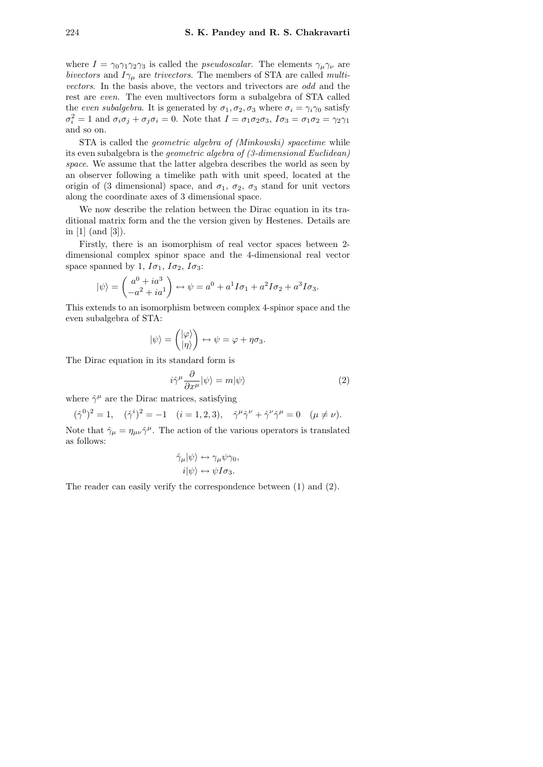where $I = \gamma_0\gamma_1\gamma_2\gamma_3$ is called the *pseudoscalar*. The elements $\gamma_\mu\gamma_\nu$ are *bivectors* and $I\gamma_\mu$ are *trivectors*. The members of STA are called *multivectors*. In the basis above, the vectors and trivectors are *odd* and the rest are *even*. The even multivectors form a subalgebra of STA called the *even subalgebra*. It is generated by $\sigma_1, \sigma_2, \sigma_3$ where $\sigma_i = \gamma_i\gamma_0$ satisfy $\sigma_i^2 = 1$ and $\sigma_i\sigma_j + \sigma_j\sigma_i = 0$. Note that $I = \sigma_1\sigma_2\sigma_3$, $I\sigma_3 = \sigma_1\sigma_2 = \gamma_2\gamma_1$ and so on.

STA is called the *geometric algebra of (Minkowski) spacetime* while its even subalgebra is the *geometric algebra of (3-dimensional Euclidean) space*. We assume that the latter algebra describes the world as seen by an observer following a timelike path with unit speed, located at the origin of (3 dimensional) space, and $\sigma_1$, $\sigma_2$, $\sigma_3$ stand for unit vectors along the coordinate axes of 3 dimensional space.

We now describe the relation between the Dirac equation in its traditional matrix form and the the version given by Hestenes. Details are in [1] (and [3]).

Firstly, there is an isomorphism of real vector spaces between 2-dimensional complex spinor space and the 4-dimensional real vector space spanned by 1, $I\sigma_1$, $I\sigma_2$, $I\sigma_3$:

$$|\psi\rangle = \begin{pmatrix} a^0 + ia^3 \\ -a^2 + ia^1 \end{pmatrix} \leftrightarrow \psi = a^0 + a^1 I\sigma_1 + a^2 I\sigma_2 + a^3 I\sigma_3.$$

This extends to an isomorphism between complex 4-spinor space and the even subalgebra of STA:

$$|\psi\rangle = \begin{pmatrix} |\varphi\rangle \\ |\eta\rangle \end{pmatrix} \leftrightarrow \psi = \varphi + \eta\sigma_3.$$

The Dirac equation in its standard form is

$$i\hat{\gamma}^\mu \frac{\partial}{\partial x^\mu}|\psi\rangle = m|\psi\rangle \tag{2}$$

where $\hat{\gamma}^\mu$ are the Dirac matrices, satisfying

$$(\hat{\gamma}^0)^2 = 1, \quad (\hat{\gamma}^i)^2 = -1 \quad (i = 1, 2, 3), \quad \hat{\gamma}^\mu\hat{\gamma}^\nu + \hat{\gamma}^\nu\hat{\gamma}^\mu = 0 \quad (\mu \neq \nu).$$

Note that $\hat{\gamma}_\mu = \eta_{\mu\nu}\hat{\gamma}^\mu$. The action of the various operators is translated as follows:

$$\hat{\gamma}_\mu|\psi\rangle \leftrightarrow \gamma_\mu\psi\gamma_0,$$
$$i|\psi\rangle \leftrightarrow \psi I\sigma_3.$$

The reader can easily verify the correspondence between (1) and (2).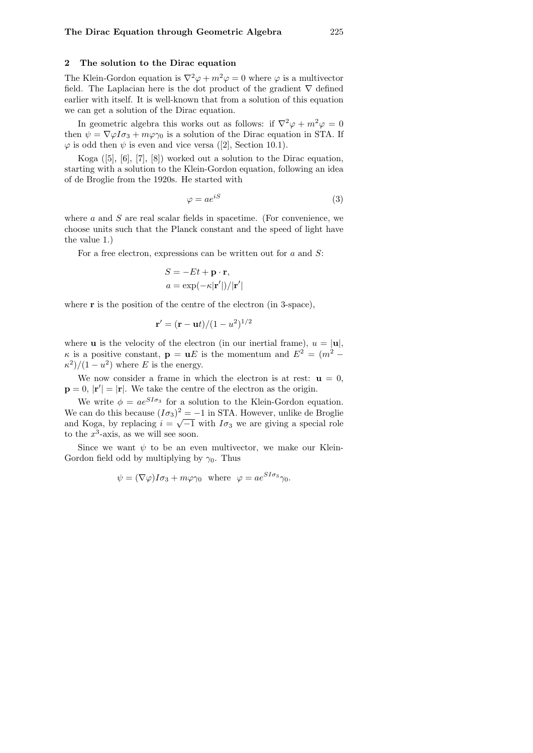## 2 The solution to the Dirac equation

The Klein-Gordon equation is $\nabla^2\varphi + m^2\varphi = 0$ where $\varphi$ is a multivector field. The Laplacian here is the dot product of the gradient $\nabla$ defined earlier with itself. It is well-known that from a solution of this equation we can get a solution of the Dirac equation.

In geometric algebra this works out as follows: if $\nabla^2\varphi + m^2\varphi = 0$ then $\psi = \nabla\varphi I\sigma_3 + m\varphi\gamma_0$ is a solution of the Dirac equation in STA. If $\varphi$ is odd then $\psi$ is even and vice versa ([2], Section 10.1).

Koga ([5], [6], [7], [8]) worked out a solution to the Dirac equation, starting with a solution to the Klein-Gordon equation, following an idea of de Broglie from the 1920s. He started with

$$\varphi = ae^{iS} \tag{3}$$

where $a$ and $S$ are real scalar fields in spacetime. (For convenience, we choose units such that the Planck constant and the speed of light have the value 1.)

For a free electron, expressions can be written out for $a$ and $S$:

$$S = -Et + \mathbf{p}\cdot\mathbf{r},$$
$$a = \exp(-\kappa|\mathbf{r}'|)/|\mathbf{r}'|$$

where $\mathbf{r}$ is the position of the centre of the electron (in 3-space),

$$\mathbf{r}' = (\mathbf{r} - \mathbf{u}t)/(1-u^2)^{1/2}$$

where $\mathbf{u}$ is the velocity of the electron (in our inertial frame), $u = |\mathbf{u}|$, $\kappa$ is a positive constant, $\mathbf{p} = \mathbf{u}E$ is the momentum and $E^2 = (m^2 - \kappa^2)/(1-u^2)$ where $E$ is the energy.

We now consider a frame in which the electron is at rest: $\mathbf{u} = 0$, $\mathbf{p} = 0$, $|\mathbf{r}'| = |\mathbf{r}|$. We take the centre of the electron as the origin.

We write $\phi = ae^{SI\sigma_3}$ for a solution to the Klein-Gordon equation. We can do this because $(I\sigma_3)^2 = -1$ in STA. However, unlike de Broglie and Koga, by replacing $i = \sqrt{-1}$ with $I\sigma_3$ we are giving a special role to the $x^3$-axis, as we will see soon.

Since we want $\psi$ to be an even multivector, we make our Klein-Gordon field odd by multiplying by $\gamma_0$. Thus

$$\psi = (\nabla\varphi)I\sigma_3 + m\varphi\gamma_0 \quad \text{where} \quad \varphi = ae^{SI\sigma_3}\gamma_0.$$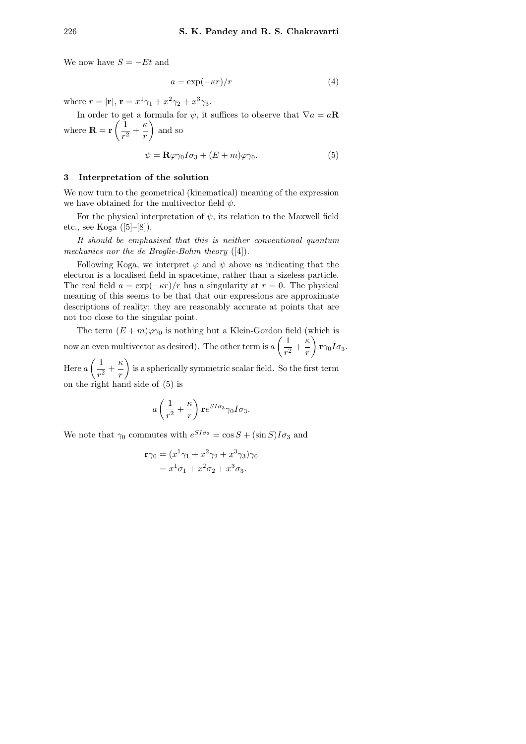We now have $S = -Et$ and

$$a = \exp(-\kappa r)/r \tag{4}$$

where $r = |\mathbf{r}|$, $\mathbf{r} = x^1\gamma_1 + x^2\gamma_2 + x^3\gamma_3$.

In order to get a formula for $\psi$, it suffices to observe that $\nabla a = a\mathbf{R}$ where $\mathbf{R} = \mathbf{r}\left(\frac{1}{r^2} + \frac{\kappa}{r}\right)$ and so

$$\psi = \mathbf{R}\varphi\gamma_0 I\sigma_3 + (E+m)\varphi\gamma_0. \tag{5}$$

## 3 Interpretation of the solution

We now turn to the geometrical (kinematical) meaning of the expression we have obtained for the multivector field $\psi$.

For the physical interpretation of $\psi$, its relation to the Maxwell field etc., see Koga ([5]–[8]).

*It should be emphasised that this is neither conventional quantum mechanics nor the de Broglie-Bohm theory* ([4]).

Following Koga, we interpret $\varphi$ and $\psi$ above as indicating that the electron is a localised field in spacetime, rather than a sizeless particle. The real field $a = \exp(-\kappa r)/r$ has a singularity at $r = 0$. The physical meaning of this seems to be that that our expressions are approximate descriptions of reality; they are reasonably accurate at points that are not too close to the singular point.

The term $(E+m)\varphi\gamma_0$ is nothing but a Klein-Gordon field (which is now an even multivector as desired). The other term is $a\left(\frac{1}{r^2} + \frac{\kappa}{r}\right)\mathbf{r}\gamma_0 I\sigma_3$. Here $a\left(\frac{1}{r^2} + \frac{\kappa}{r}\right)$ is a spherically symmetric scalar field. So the first term on the right hand side of (5) is

$$a\left(\frac{1}{r^2} + \frac{\kappa}{r}\right)\mathbf{r}e^{SI\sigma_3}\gamma_0 I\sigma_3.$$

We note that $\gamma_0$ commutes with $e^{SI\sigma_3} = \cos S + (\sin S)I\sigma_3$ and

$$\begin{aligned}\mathbf{r}\gamma_0 &= (x^1\gamma_1 + x^2\gamma_2 + x^3\gamma_3)\gamma_0 \\ &= x^1\sigma_1 + x^2\sigma_2 + x^3\sigma_3.\end{aligned}$$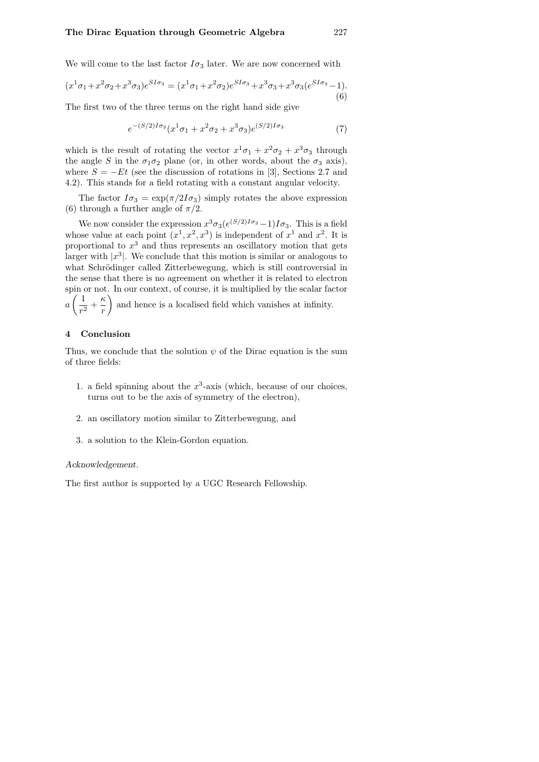We will come to the last factor $I\sigma_3$ later. We are now concerned with

$$(x^1\sigma_1+x^2\sigma_2+x^3\sigma_3)e^{SI\sigma_3} = (x^1\sigma_1+x^2\sigma_2)e^{SI\sigma_3}+x^3\sigma_3+x^3\sigma_3(e^{SI\sigma_3}-1). \tag{6}$$

The first two of the three terms on the right hand side give

$$e^{-(S/2)I\sigma_3}(x^1\sigma_1 + x^2\sigma_2 + x^3\sigma_3)e^{(S/2)I\sigma_3} \tag{7}$$

which is the result of rotating the vector $x^1\sigma_1 + x^2\sigma_2 + x^3\sigma_3$ through the angle $S$ in the $\sigma_1\sigma_2$ plane (or, in other words, about the $\sigma_3$ axis), where $S = -Et$ (see the discussion of rotations in [3], Sections 2.7 and 4.2). This stands for a field rotating with a constant angular velocity.

The factor $I\sigma_3 = \exp(\pi/2I\sigma_3)$ simply rotates the above expression (6) through a further angle of $\pi/2$.

We now consider the expression $x^3\sigma_3(e^{(S/2)I\sigma_3}-1)I\sigma_3$. This is a field whose value at each point $(x^1, x^2, x^3)$ is independent of $x^1$ and $x^2$. It is proportional to $x^3$ and thus represents an oscillatory motion that gets larger with $|x^3|$. We conclude that this motion is similar or analogous to what Schrödinger called Zitterbewegung, which is still controversial in the sense that there is no agreement on whether it is related to electron spin or not. In our context, of course, it is multiplied by the scalar factor $a\left(\frac{1}{r^2} + \frac{\kappa}{r}\right)$ and hence is a localised field which vanishes at infinity.

## 4 Conclusion

Thus, we conclude that the solution $\psi$ of the Dirac equation is the sum of three fields:

1. a field spinning about the $x^3$-axis (which, because of our choices, turns out to be the axis of symmetry of the electron),
2. an oscillatory motion similar to Zitterbewegung, and
3. a solution to the Klein-Gordon equation.

*Acknowledgement.*

The first author is supported by a UGC Research Fellowship.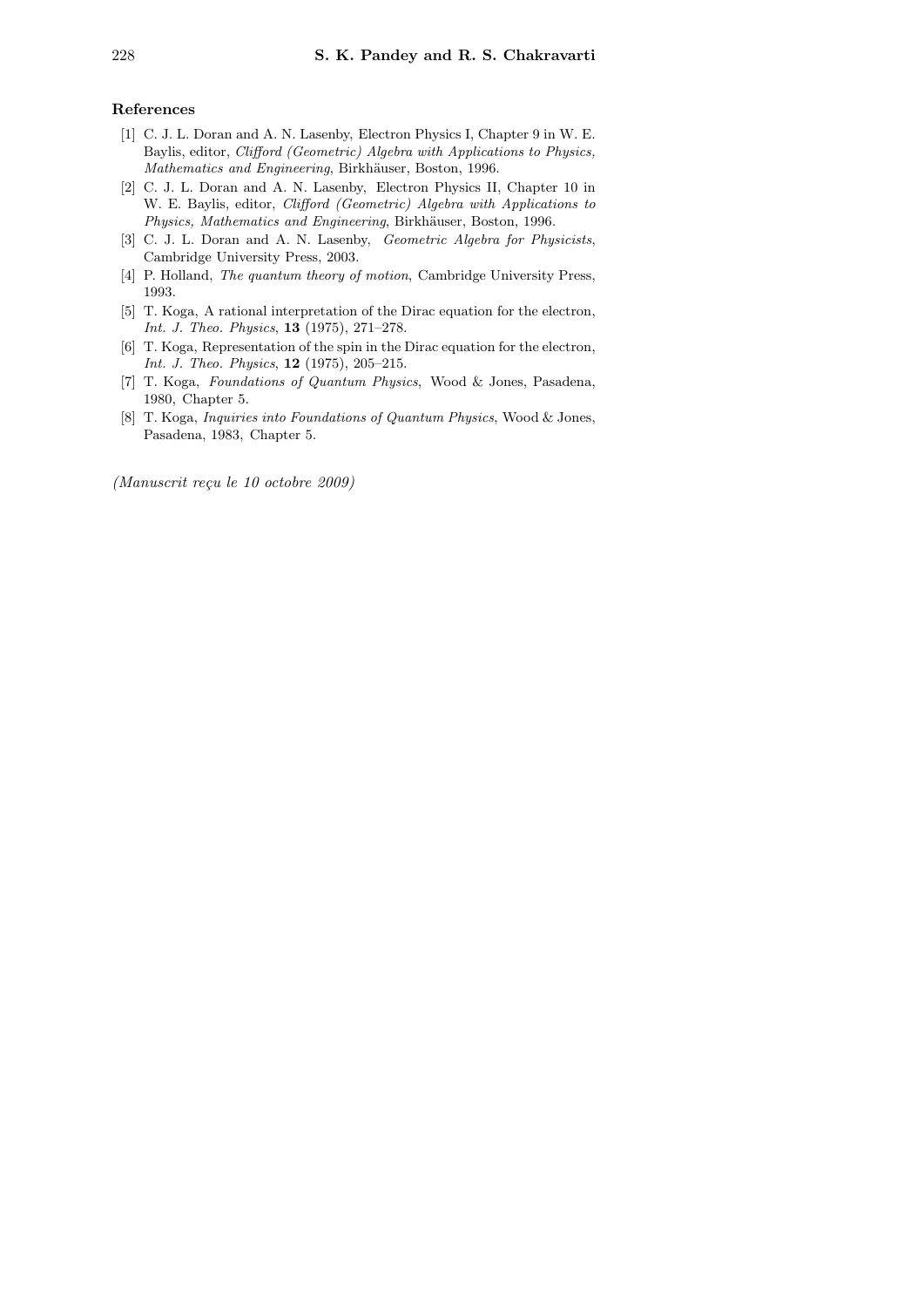## References

[1] C. J. L. Doran and A. N. Lasenby, Electron Physics I, Chapter 9 in W. E. Baylis, editor, *Clifford (Geometric) Algebra with Applications to Physics, Mathematics and Engineering*, Birkhäuser, Boston, 1996.

[2] C. J. L. Doran and A. N. Lasenby, Electron Physics II, Chapter 10 in W. E. Baylis, editor, *Clifford (Geometric) Algebra with Applications to Physics, Mathematics and Engineering*, Birkhäuser, Boston, 1996.

[3] C. J. L. Doran and A. N. Lasenby, *Geometric Algebra for Physicists*, Cambridge University Press, 2003.

[4] P. Holland, *The quantum theory of motion*, Cambridge University Press, 1993.

[5] T. Koga, A rational interpretation of the Dirac equation for the electron, *Int. J. Theo. Physics*, **13** (1975), 271–278.

[6] T. Koga, Representation of the spin in the Dirac equation for the electron, *Int. J. Theo. Physics*, **12** (1975), 205–215.

[7] T. Koga, *Foundations of Quantum Physics*, Wood & Jones, Pasadena, 1980, Chapter 5.

[8] T. Koga, *Inquiries into Foundations of Quantum Physics*, Wood & Jones, Pasadena, 1983, Chapter 5.

*(Manuscrit reçu le 10 octobre 2009)*